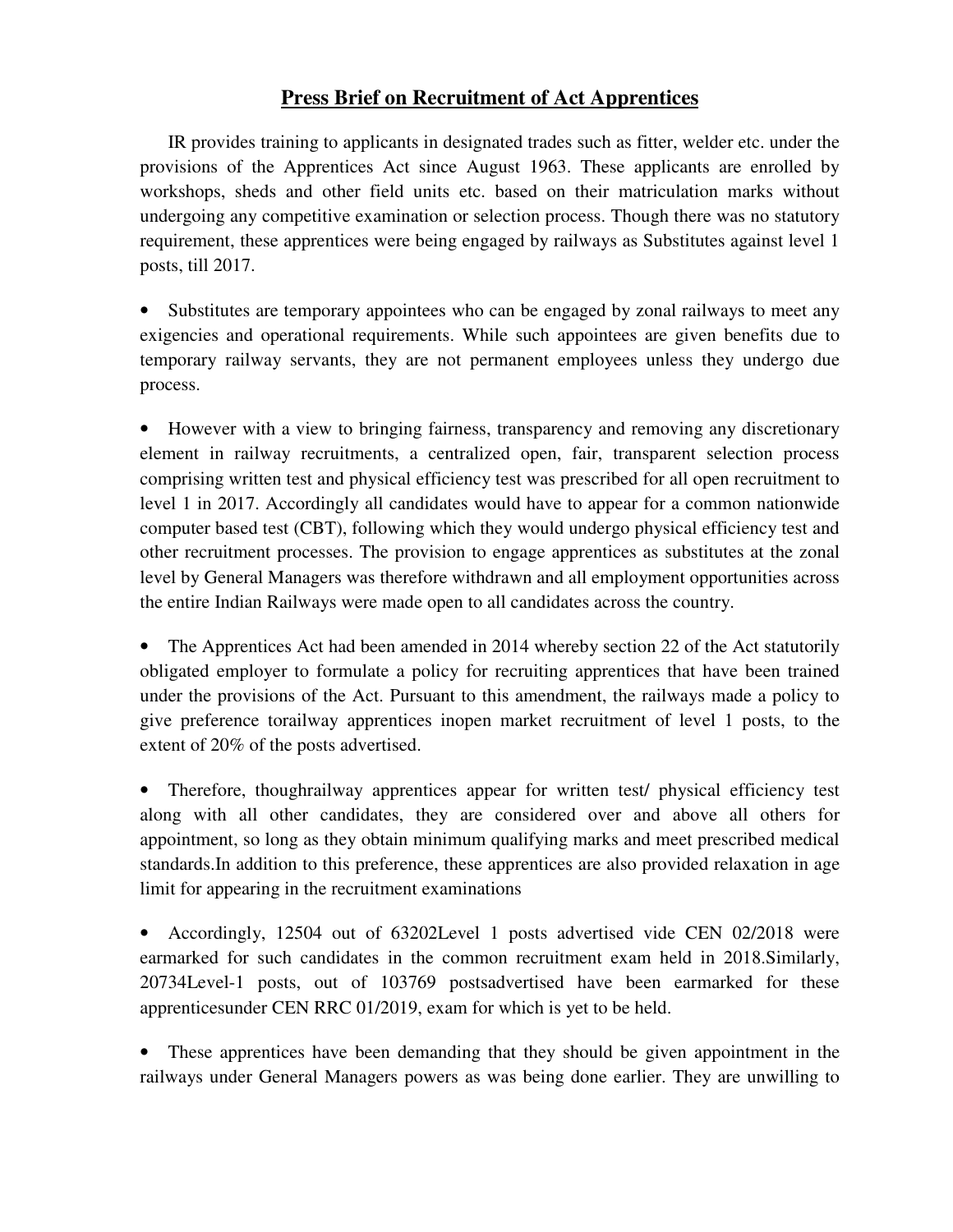# Press Brief on Recruitment of Act Apprentices

IR provides training to applicants in designated trades such as fitter, welder etc. under the provisions of the Apprentices Act since August 1963. These applicants are enrolled by workshops, sheds and other field units etc. based on their matriculation marks without undergoing any competitive examination or selection process. Though there was no statutory requirement, these apprentices were being engaged by railways as Substitutes against level 1 posts, till 2017.

- Substitutes are temporary appointees who can be engaged by zonal railways to meet any exigencies and operational requirements. While such appointees are given benefits due to temporary railway servants, they are not permanent employees unless they undergo due process.

- However with a view to bringing fairness, transparency and removing any discretionary element in railway recruitments, a centralized open, fair, transparent selection process comprising written test and physical efficiency test was prescribed for all open recruitment to level 1 in 2017. Accordingly all candidates would have to appear for a common nationwide computer based test (CBT), following which they would undergo physical efficiency test and other recruitment processes. The provision to engage apprentices as substitutes at the zonal level by General Managers was therefore withdrawn and all employment opportunities across the entire Indian Railways were made open to all candidates across the country.

- The Apprentices Act had been amended in 2014 whereby section 22 of the Act statutorily obligated employer to formulate a policy for recruiting apprentices that have been trained under the provisions of the Act. Pursuant to this amendment, the railways made a policy to give preference torailway apprentices inopen market recruitment of level 1 posts, to the extent of 20% of the posts advertised.

- Therefore, thoughrailway apprentices appear for written test/ physical efficiency test along with all other candidates, they are considered over and above all others for appointment, so long as they obtain minimum qualifying marks and meet prescribed medical standards.In addition to this preference, these apprentices are also provided relaxation in age limit for appearing in the recruitment examinations

- Accordingly, 12504 out of 63202Level 1 posts advertised vide CEN 02/2018 were earmarked for such candidates in the common recruitment exam held in 2018.Similarly, 20734Level-1 posts, out of 103769 postsadvertised have been earmarked for these apprenticesunder CEN RRC 01/2019, exam for which is yet to be held.

- These apprentices have been demanding that they should be given appointment in the railways under General Managers powers as was being done earlier. They are unwilling to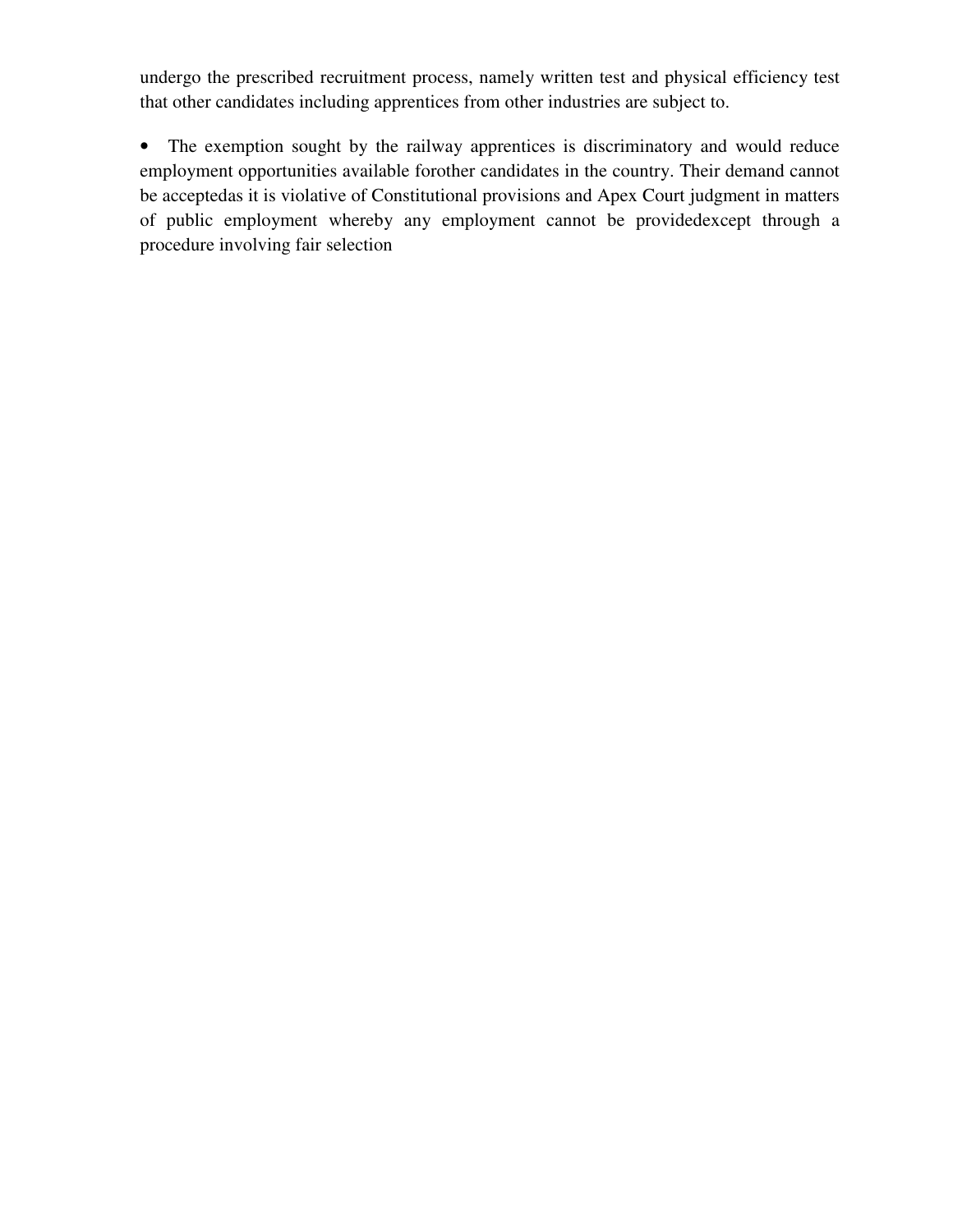undergo the prescribed recruitment process, namely written test and physical efficiency test that other candidates including apprentices from other industries are subject to.

- The exemption sought by the railway apprentices is discriminatory and would reduce employment opportunities available forother candidates in the country. Their demand cannot be acceptedas it is violative of Constitutional provisions and Apex Court judgment in matters of public employment whereby any employment cannot be providedexcept through a procedure involving fair selection